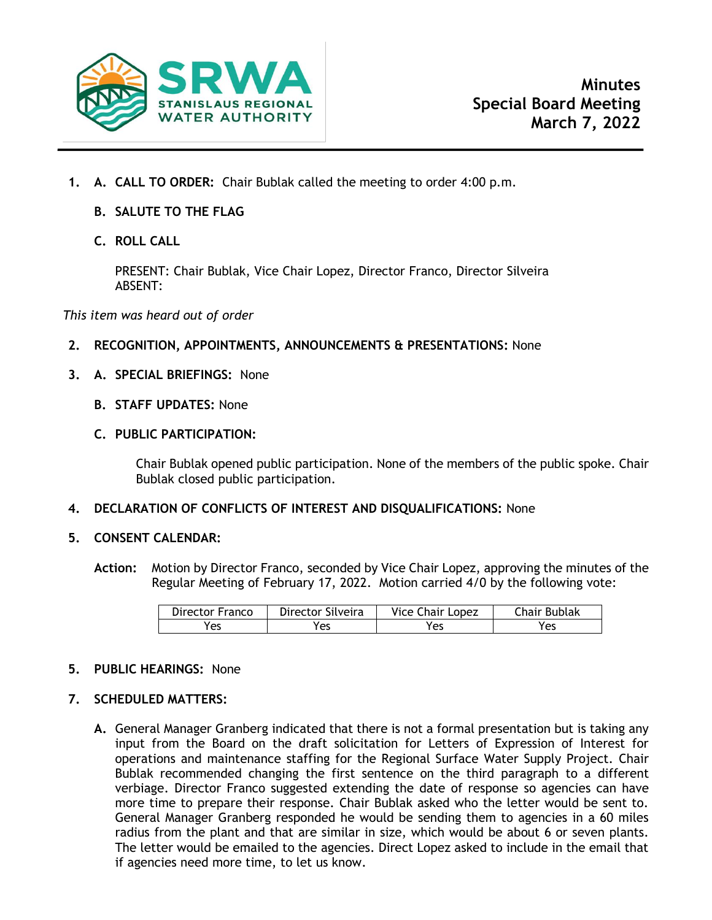**SRWA**
**STANISLAUS REGIONAL WATER AUTHORITY**

# Minutes
## Special Board Meeting
## March 7, 2022

1. **A. CALL TO ORDER:** Chair Bublak called the meeting to order 4:00 p.m.

   **B. SALUTE TO THE FLAG**

   **C. ROLL CALL**

   PRESENT: Chair Bublak, Vice Chair Lopez, Director Franco, Director Silveira
   ABSENT:

*This item was heard out of order*

2. **RECOGNITION, APPOINTMENTS, ANNOUNCEMENTS & PRESENTATIONS:** None

3. **A. SPECIAL BRIEFINGS:** None

   **B. STAFF UPDATES:** None

   **C. PUBLIC PARTICIPATION:**

   Chair Bublak opened public participation. None of the members of the public spoke. Chair Bublak closed public participation.

4. **DECLARATION OF CONFLICTS OF INTEREST AND DISQUALIFICATIONS:** None

5. **CONSENT CALENDAR:**

   **Action:** Motion by Director Franco, seconded by Vice Chair Lopez, approving the minutes of the Regular Meeting of February 17, 2022. Motion carried 4/0 by the following vote:

| Director Franco | Director Silveira | Vice Chair Lopez | Chair Bublak |
|---|---|---|---|
| Yes | Yes | Yes | Yes |

5. **PUBLIC HEARINGS:** None

7. **SCHEDULED MATTERS:**

   **A.** General Manager Granberg indicated that there is not a formal presentation but is taking any input from the Board on the draft solicitation for Letters of Expression of Interest for operations and maintenance staffing for the Regional Surface Water Supply Project. Chair Bublak recommended changing the first sentence on the third paragraph to a different verbiage. Director Franco suggested extending the date of response so agencies can have more time to prepare their response. Chair Bublak asked who the letter would be sent to. General Manager Granberg responded he would be sending them to agencies in a 60 miles radius from the plant and that are similar in size, which would be about 6 or seven plants. The letter would be emailed to the agencies. Direct Lopez asked to include in the email that if agencies need more time, to let us know.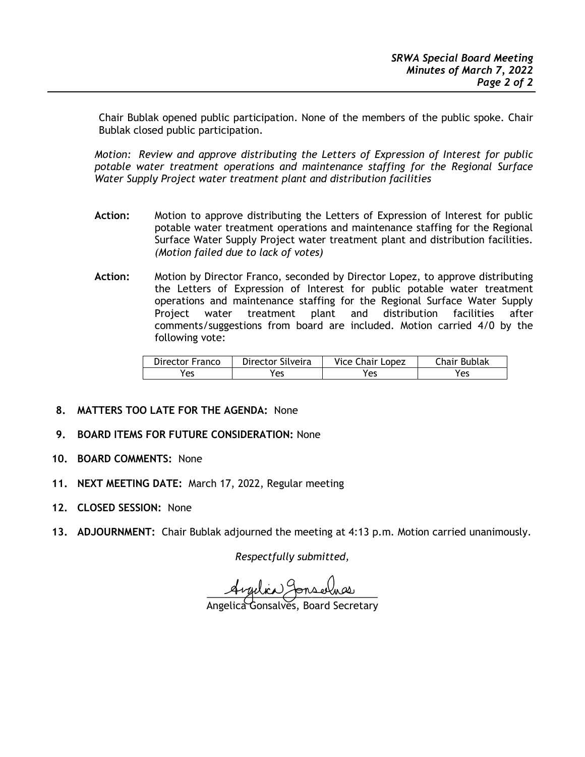Chair Bublak opened public participation. None of the members of the public spoke. Chair Bublak closed public participation.

*Motion: Review and approve distributing the Letters of Expression of Interest for public potable water treatment operations and maintenance staffing for the Regional Surface Water Supply Project water treatment plant and distribution facilities*

**Action:** Motion to approve distributing the Letters of Expression of Interest for public potable water treatment operations and maintenance staffing for the Regional Surface Water Supply Project water treatment plant and distribution facilities. *(Motion failed due to lack of votes)*

**Action:** Motion by Director Franco, seconded by Director Lopez, to approve distributing the Letters of Expression of Interest for public potable water treatment operations and maintenance staffing for the Regional Surface Water Supply Project water treatment plant and distribution facilities after comments/suggestions from board are included. Motion carried 4/0 by the following vote:

| Director Franco | Director Silveira | Vice Chair Lopez | Chair Bublak |
|---|---|---|---|
| Yes | Yes | Yes | Yes |

8. **MATTERS TOO LATE FOR THE AGENDA:** None
9. **BOARD ITEMS FOR FUTURE CONSIDERATION:** None
10. **BOARD COMMENTS:** None
11. **NEXT MEETING DATE:** March 17, 2022, Regular meeting
12. **CLOSED SESSION:** None
13. **ADJOURNMENT:** Chair Bublak adjourned the meeting at 4:13 p.m. Motion carried unanimously.

*Respectfully submitted,*

Angelica Gonsalves, Board Secretary